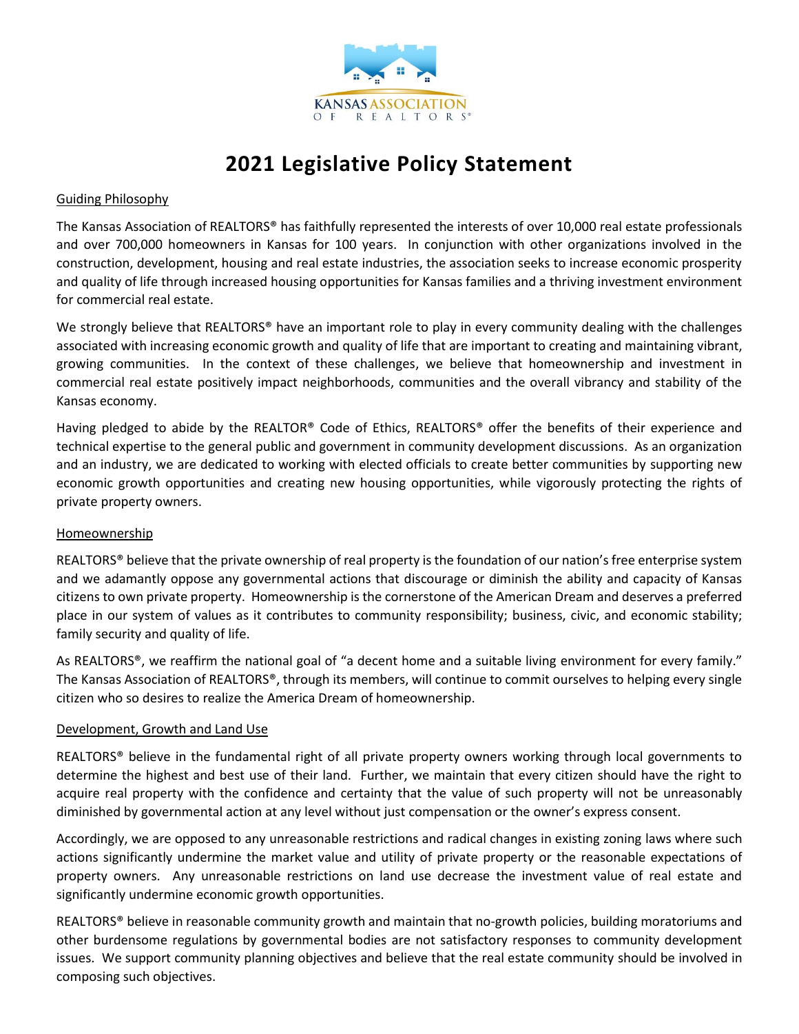KANSAS ASSOCIATION OF REALTORS®

# 2021 Legislative Policy Statement

## Guiding Philosophy

The Kansas Association of REALTORS® has faithfully represented the interests of over 10,000 real estate professionals and over 700,000 homeowners in Kansas for 100 years. In conjunction with other organizations involved in the construction, development, housing and real estate industries, the association seeks to increase economic prosperity and quality of life through increased housing opportunities for Kansas families and a thriving investment environment for commercial real estate.

We strongly believe that REALTORS® have an important role to play in every community dealing with the challenges associated with increasing economic growth and quality of life that are important to creating and maintaining vibrant, growing communities. In the context of these challenges, we believe that homeownership and investment in commercial real estate positively impact neighborhoods, communities and the overall vibrancy and stability of the Kansas economy.

Having pledged to abide by the REALTOR® Code of Ethics, REALTORS® offer the benefits of their experience and technical expertise to the general public and government in community development discussions. As an organization and an industry, we are dedicated to working with elected officials to create better communities by supporting new economic growth opportunities and creating new housing opportunities, while vigorously protecting the rights of private property owners.

## Homeownership

REALTORS® believe that the private ownership of real property is the foundation of our nation's free enterprise system and we adamantly oppose any governmental actions that discourage or diminish the ability and capacity of Kansas citizens to own private property. Homeownership is the cornerstone of the American Dream and deserves a preferred place in our system of values as it contributes to community responsibility; business, civic, and economic stability; family security and quality of life.

As REALTORS®, we reaffirm the national goal of "a decent home and a suitable living environment for every family." The Kansas Association of REALTORS®, through its members, will continue to commit ourselves to helping every single citizen who so desires to realize the America Dream of homeownership.

## Development, Growth and Land Use

REALTORS® believe in the fundamental right of all private property owners working through local governments to determine the highest and best use of their land. Further, we maintain that every citizen should have the right to acquire real property with the confidence and certainty that the value of such property will not be unreasonably diminished by governmental action at any level without just compensation or the owner's express consent.

Accordingly, we are opposed to any unreasonable restrictions and radical changes in existing zoning laws where such actions significantly undermine the market value and utility of private property or the reasonable expectations of property owners. Any unreasonable restrictions on land use decrease the investment value of real estate and significantly undermine economic growth opportunities.

REALTORS® believe in reasonable community growth and maintain that no-growth policies, building moratoriums and other burdensome regulations by governmental bodies are not satisfactory responses to community development issues. We support community planning objectives and believe that the real estate community should be involved in composing such objectives.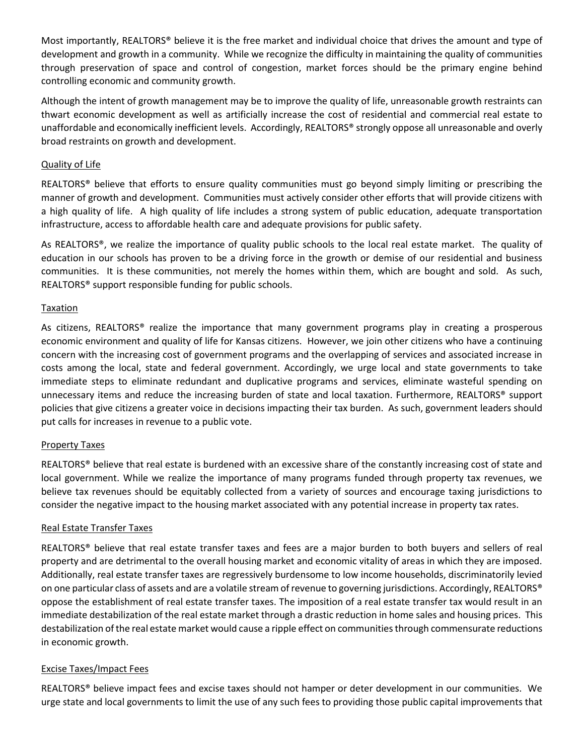Most importantly, REALTORS® believe it is the free market and individual choice that drives the amount and type of development and growth in a community. While we recognize the difficulty in maintaining the quality of communities through preservation of space and control of congestion, market forces should be the primary engine behind controlling economic and community growth.

Although the intent of growth management may be to improve the quality of life, unreasonable growth restraints can thwart economic development as well as artificially increase the cost of residential and commercial real estate to unaffordable and economically inefficient levels. Accordingly, REALTORS® strongly oppose all unreasonable and overly broad restraints on growth and development.

## Quality of Life

REALTORS® believe that efforts to ensure quality communities must go beyond simply limiting or prescribing the manner of growth and development. Communities must actively consider other efforts that will provide citizens with a high quality of life. A high quality of life includes a strong system of public education, adequate transportation infrastructure, access to affordable health care and adequate provisions for public safety.

As REALTORS®, we realize the importance of quality public schools to the local real estate market. The quality of education in our schools has proven to be a driving force in the growth or demise of our residential and business communities. It is these communities, not merely the homes within them, which are bought and sold. As such, REALTORS® support responsible funding for public schools.

## Taxation

As citizens, REALTORS® realize the importance that many government programs play in creating a prosperous economic environment and quality of life for Kansas citizens. However, we join other citizens who have a continuing concern with the increasing cost of government programs and the overlapping of services and associated increase in costs among the local, state and federal government. Accordingly, we urge local and state governments to take immediate steps to eliminate redundant and duplicative programs and services, eliminate wasteful spending on unnecessary items and reduce the increasing burden of state and local taxation. Furthermore, REALTORS® support policies that give citizens a greater voice in decisions impacting their tax burden. As such, government leaders should put calls for increases in revenue to a public vote.

## Property Taxes

REALTORS® believe that real estate is burdened with an excessive share of the constantly increasing cost of state and local government. While we realize the importance of many programs funded through property tax revenues, we believe tax revenues should be equitably collected from a variety of sources and encourage taxing jurisdictions to consider the negative impact to the housing market associated with any potential increase in property tax rates.

## Real Estate Transfer Taxes

REALTORS® believe that real estate transfer taxes and fees are a major burden to both buyers and sellers of real property and are detrimental to the overall housing market and economic vitality of areas in which they are imposed. Additionally, real estate transfer taxes are regressively burdensome to low income households, discriminatorily levied on one particular class of assets and are a volatile stream of revenue to governing jurisdictions. Accordingly, REALTORS® oppose the establishment of real estate transfer taxes. The imposition of a real estate transfer tax would result in an immediate destabilization of the real estate market through a drastic reduction in home sales and housing prices. This destabilization of the real estate market would cause a ripple effect on communities through commensurate reductions in economic growth.

## Excise Taxes/Impact Fees

REALTORS® believe impact fees and excise taxes should not hamper or deter development in our communities. We urge state and local governments to limit the use of any such fees to providing those public capital improvements that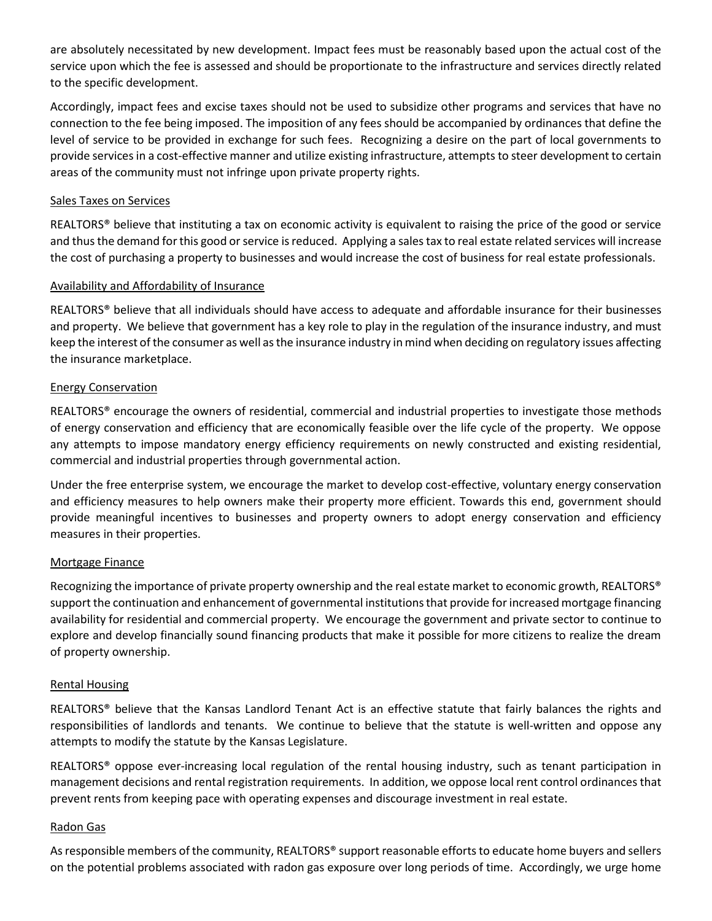are absolutely necessitated by new development. Impact fees must be reasonably based upon the actual cost of the service upon which the fee is assessed and should be proportionate to the infrastructure and services directly related to the specific development.

Accordingly, impact fees and excise taxes should not be used to subsidize other programs and services that have no connection to the fee being imposed. The imposition of any fees should be accompanied by ordinances that define the level of service to be provided in exchange for such fees. Recognizing a desire on the part of local governments to provide services in a cost-effective manner and utilize existing infrastructure, attempts to steer development to certain areas of the community must not infringe upon private property rights.

## Sales Taxes on Services

REALTORS® believe that instituting a tax on economic activity is equivalent to raising the price of the good or service and thus the demand for this good or service is reduced. Applying a sales tax to real estate related services will increase the cost of purchasing a property to businesses and would increase the cost of business for real estate professionals.

## Availability and Affordability of Insurance

REALTORS® believe that all individuals should have access to adequate and affordable insurance for their businesses and property. We believe that government has a key role to play in the regulation of the insurance industry, and must keep the interest of the consumer as well as the insurance industry in mind when deciding on regulatory issues affecting the insurance marketplace.

## Energy Conservation

REALTORS® encourage the owners of residential, commercial and industrial properties to investigate those methods of energy conservation and efficiency that are economically feasible over the life cycle of the property. We oppose any attempts to impose mandatory energy efficiency requirements on newly constructed and existing residential, commercial and industrial properties through governmental action.

Under the free enterprise system, we encourage the market to develop cost-effective, voluntary energy conservation and efficiency measures to help owners make their property more efficient. Towards this end, government should provide meaningful incentives to businesses and property owners to adopt energy conservation and efficiency measures in their properties.

## Mortgage Finance

Recognizing the importance of private property ownership and the real estate market to economic growth, REALTORS® support the continuation and enhancement of governmental institutions that provide for increased mortgage financing availability for residential and commercial property. We encourage the government and private sector to continue to explore and develop financially sound financing products that make it possible for more citizens to realize the dream of property ownership.

## Rental Housing

REALTORS® believe that the Kansas Landlord Tenant Act is an effective statute that fairly balances the rights and responsibilities of landlords and tenants. We continue to believe that the statute is well-written and oppose any attempts to modify the statute by the Kansas Legislature.

REALTORS® oppose ever-increasing local regulation of the rental housing industry, such as tenant participation in management decisions and rental registration requirements. In addition, we oppose local rent control ordinances that prevent rents from keeping pace with operating expenses and discourage investment in real estate.

## Radon Gas

As responsible members of the community, REALTORS® support reasonable efforts to educate home buyers and sellers on the potential problems associated with radon gas exposure over long periods of time. Accordingly, we urge home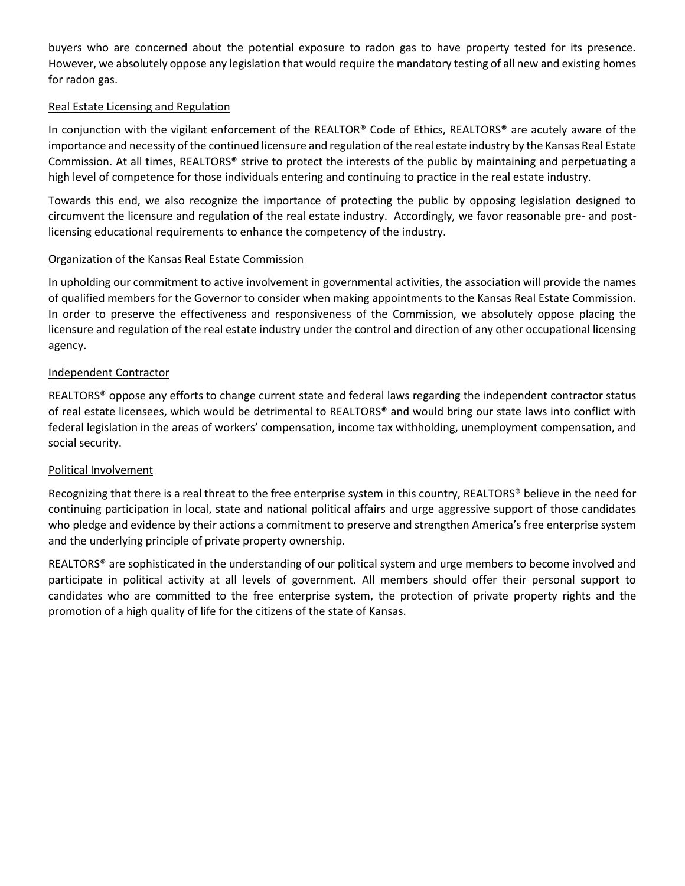buyers who are concerned about the potential exposure to radon gas to have property tested for its presence. However, we absolutely oppose any legislation that would require the mandatory testing of all new and existing homes for radon gas.

### Real Estate Licensing and Regulation

In conjunction with the vigilant enforcement of the REALTOR® Code of Ethics, REALTORS® are acutely aware of the importance and necessity of the continued licensure and regulation of the real estate industry by the Kansas Real Estate Commission. At all times, REALTORS® strive to protect the interests of the public by maintaining and perpetuating a high level of competence for those individuals entering and continuing to practice in the real estate industry.

Towards this end, we also recognize the importance of protecting the public by opposing legislation designed to circumvent the licensure and regulation of the real estate industry. Accordingly, we favor reasonable pre- and post-licensing educational requirements to enhance the competency of the industry.

### Organization of the Kansas Real Estate Commission

In upholding our commitment to active involvement in governmental activities, the association will provide the names of qualified members for the Governor to consider when making appointments to the Kansas Real Estate Commission. In order to preserve the effectiveness and responsiveness of the Commission, we absolutely oppose placing the licensure and regulation of the real estate industry under the control and direction of any other occupational licensing agency.

### Independent Contractor

REALTORS® oppose any efforts to change current state and federal laws regarding the independent contractor status of real estate licensees, which would be detrimental to REALTORS® and would bring our state laws into conflict with federal legislation in the areas of workers' compensation, income tax withholding, unemployment compensation, and social security.

### Political Involvement

Recognizing that there is a real threat to the free enterprise system in this country, REALTORS® believe in the need for continuing participation in local, state and national political affairs and urge aggressive support of those candidates who pledge and evidence by their actions a commitment to preserve and strengthen America's free enterprise system and the underlying principle of private property ownership.

REALTORS® are sophisticated in the understanding of our political system and urge members to become involved and participate in political activity at all levels of government. All members should offer their personal support to candidates who are committed to the free enterprise system, the protection of private property rights and the promotion of a high quality of life for the citizens of the state of Kansas.